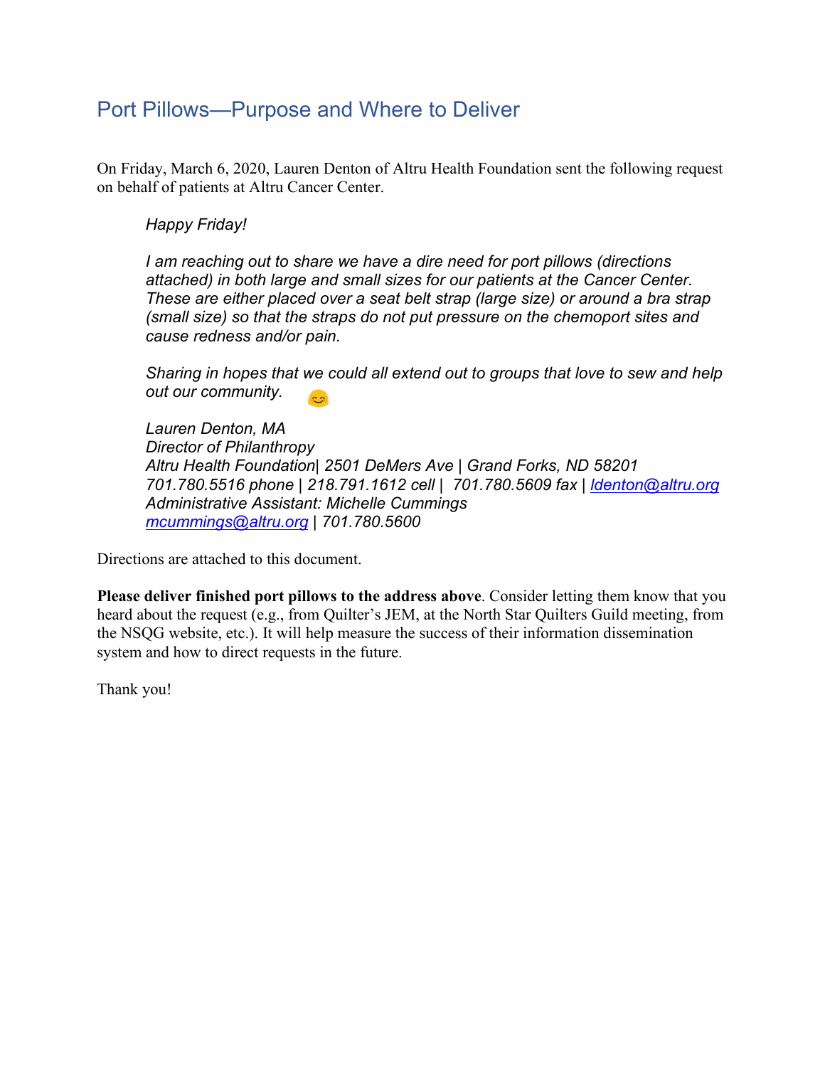# Port Pillows—Purpose and Where to Deliver

On Friday, March 6, 2020, Lauren Denton of Altru Health Foundation sent the following request on behalf of patients at Altru Cancer Center.

> *Happy Friday!*
>
> *I am reaching out to share we have a dire need for port pillows (directions attached) in both large and small sizes for our patients at the Cancer Center. These are either placed over a seat belt strap (large size) or around a bra strap (small size) so that the straps do not put pressure on the chemoport sites and cause redness and/or pain.*
>
> *Sharing in hopes that we could all extend out to groups that love to sew and help out our community.* 😊
>
> *Lauren Denton, MA*
> *Director of Philanthropy*
> *Altru Health Foundation| 2501 DeMers Ave | Grand Forks, ND 58201*
> *701.780.5516 phone | 218.791.1612 cell | 701.780.5609 fax | ldenton@altru.org*
> *Administrative Assistant: Michelle Cummings*
> *mcummings@altru.org | 701.780.5600*

Directions are attached to this document.

**Please deliver finished port pillows to the address above**. Consider letting them know that you heard about the request (e.g., from Quilter's JEM, at the North Star Quilters Guild meeting, from the NSQG website, etc.). It will help measure the success of their information dissemination system and how to direct requests in the future.

Thank you!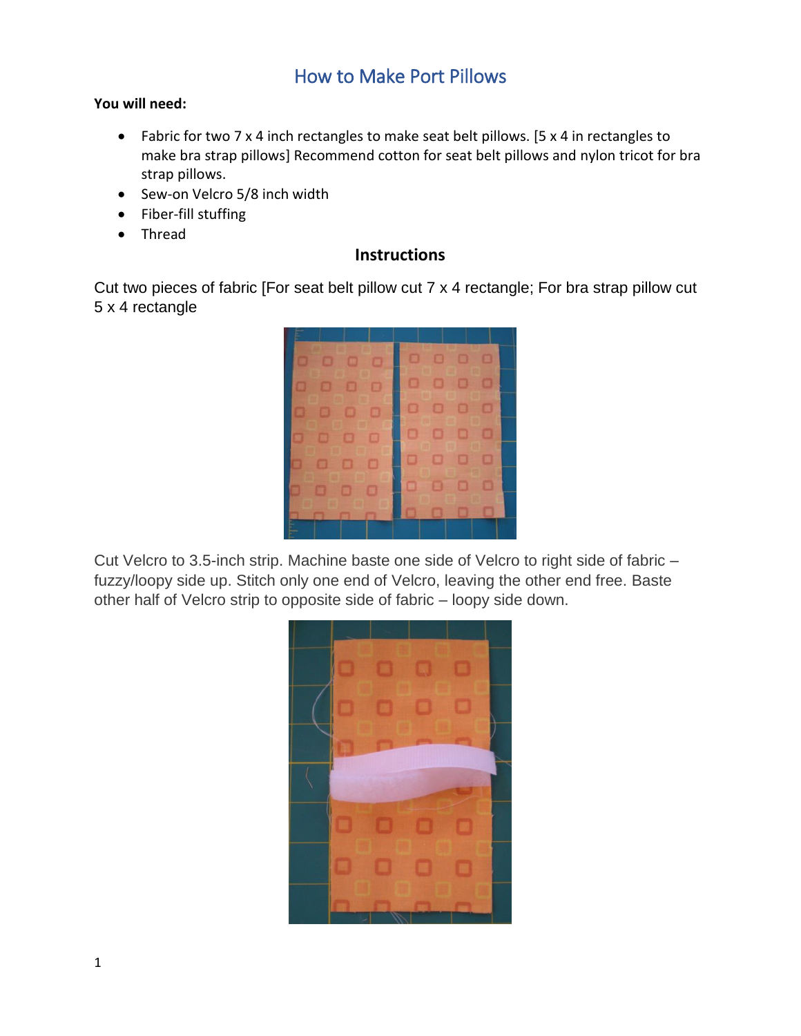# How to Make Port Pillows

**You will need:**

- Fabric for two 7 x 4 inch rectangles to make seat belt pillows. [5 x 4 in rectangles to make bra strap pillows] Recommend cotton for seat belt pillows and nylon tricot for bra strap pillows.
- Sew-on Velcro 5/8 inch width
- Fiber-fill stuffing
- Thread

## Instructions

Cut two pieces of fabric [For seat belt pillow cut 7 x 4 rectangle; For bra strap pillow cut 5 x 4 rectangle

Cut Velcro to 3.5-inch strip. Machine baste one side of Velcro to right side of fabric – fuzzy/loopy side up. Stitch only one end of Velcro, leaving the other end free. Baste other half of Velcro strip to opposite side of fabric – loopy side down.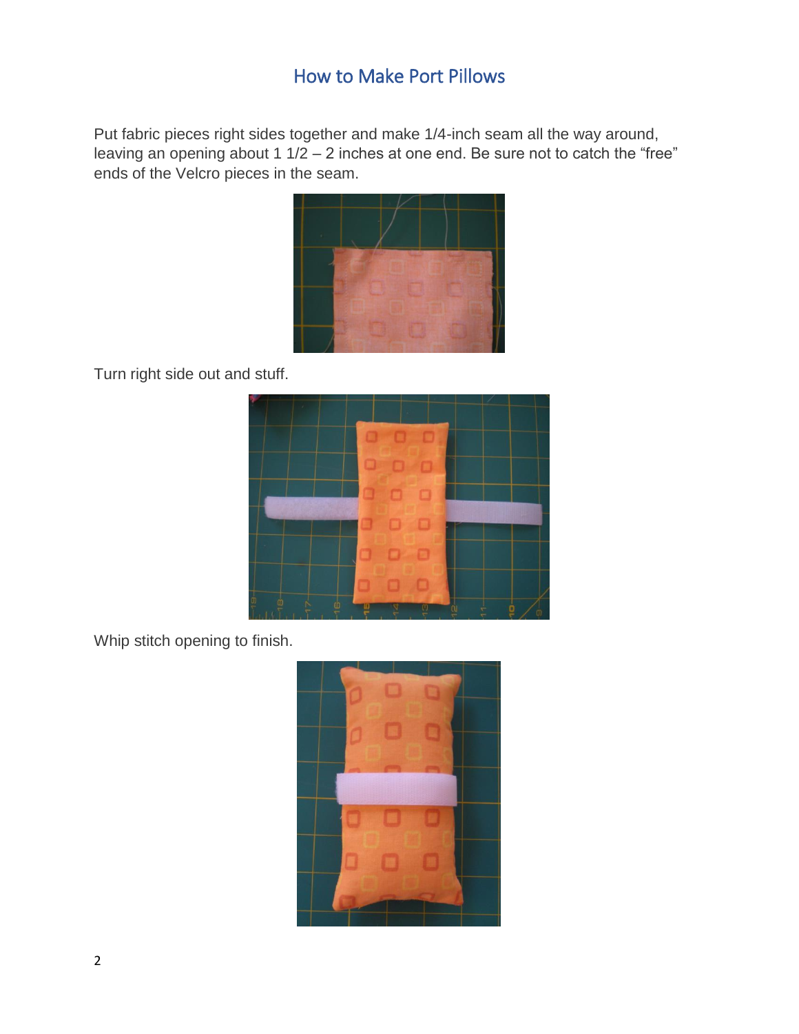## How to Make Port Pillows

Put fabric pieces right sides together and make 1/4-inch seam all the way around, leaving an opening about 1 1/2 – 2 inches at one end. Be sure not to catch the “free” ends of the Velcro pieces in the seam.

Turn right side out and stuff.

Whip stitch opening to finish.